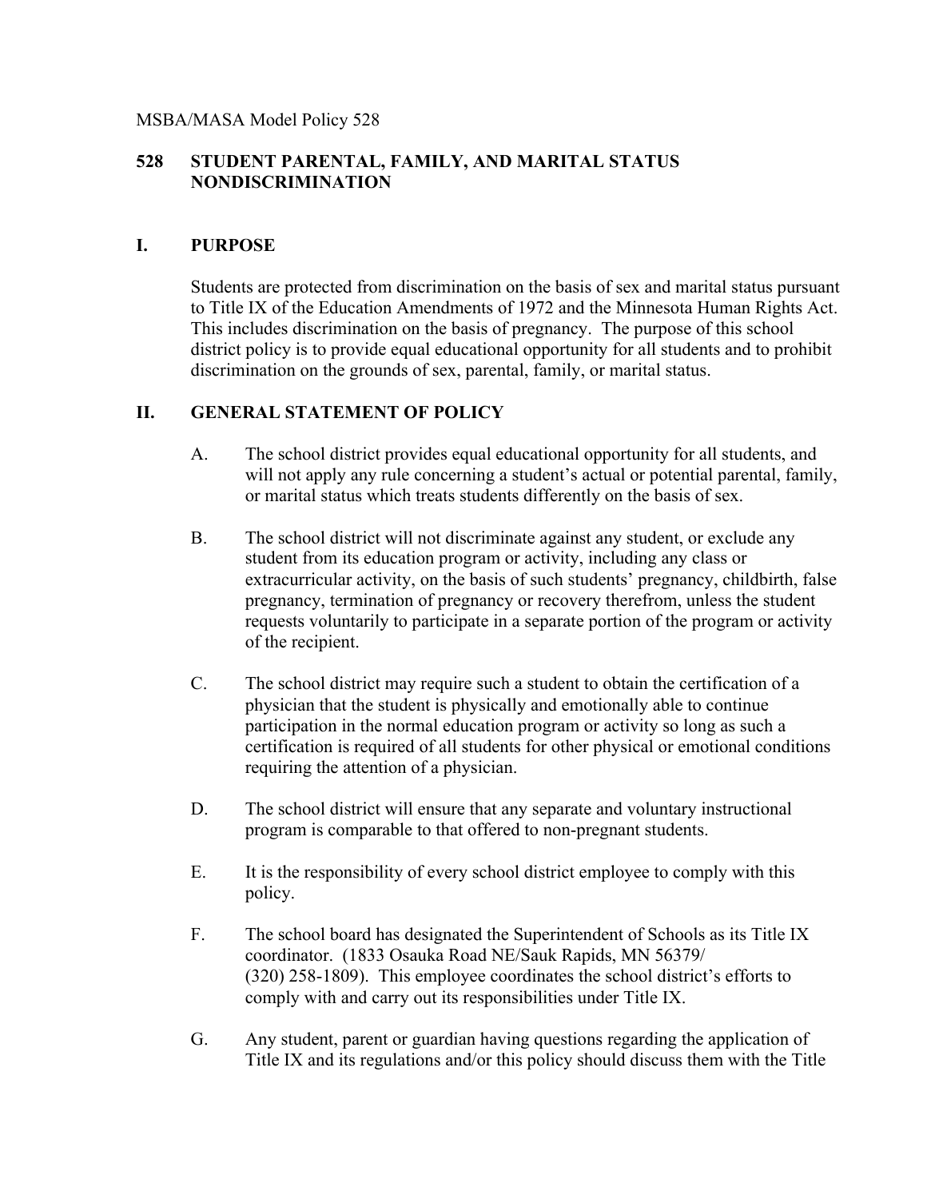MSBA/MASA Model Policy 528

# 528 STUDENT PARENTAL, FAMILY, AND MARITAL STATUS NONDISCRIMINATION

## I. PURPOSE

Students are protected from discrimination on the basis of sex and marital status pursuant to Title IX of the Education Amendments of 1972 and the Minnesota Human Rights Act. This includes discrimination on the basis of pregnancy. The purpose of this school district policy is to provide equal educational opportunity for all students and to prohibit discrimination on the grounds of sex, parental, family, or marital status.

## II. GENERAL STATEMENT OF POLICY

A. The school district provides equal educational opportunity for all students, and will not apply any rule concerning a student's actual or potential parental, family, or marital status which treats students differently on the basis of sex.

B. The school district will not discriminate against any student, or exclude any student from its education program or activity, including any class or extracurricular activity, on the basis of such students' pregnancy, childbirth, false pregnancy, termination of pregnancy or recovery therefrom, unless the student requests voluntarily to participate in a separate portion of the program or activity of the recipient.

C. The school district may require such a student to obtain the certification of a physician that the student is physically and emotionally able to continue participation in the normal education program or activity so long as such a certification is required of all students for other physical or emotional conditions requiring the attention of a physician.

D. The school district will ensure that any separate and voluntary instructional program is comparable to that offered to non-pregnant students.

E. It is the responsibility of every school district employee to comply with this policy.

F. The school board has designated the Superintendent of Schools as its Title IX coordinator. (1833 Osauka Road NE/Sauk Rapids, MN 56379/ (320) 258-1809). This employee coordinates the school district's efforts to comply with and carry out its responsibilities under Title IX.

G. Any student, parent or guardian having questions regarding the application of Title IX and its regulations and/or this policy should discuss them with the Title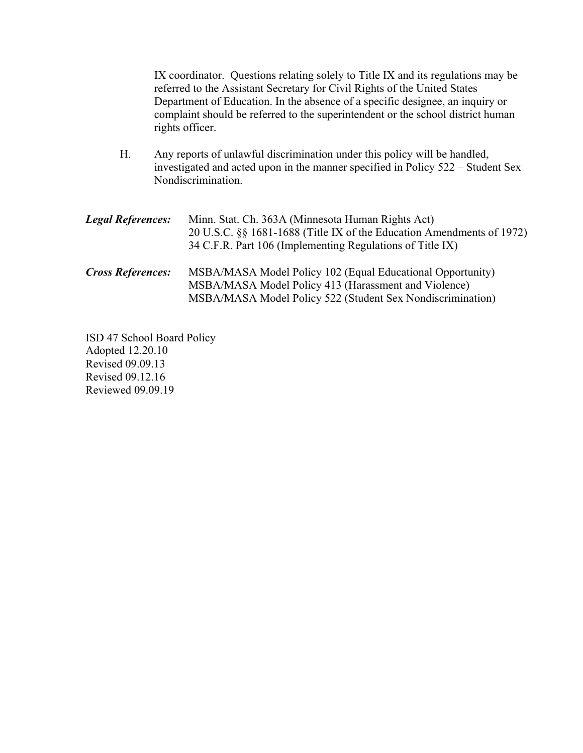IX coordinator. Questions relating solely to Title IX and its regulations may be referred to the Assistant Secretary for Civil Rights of the United States Department of Education. In the absence of a specific designee, an inquiry or complaint should be referred to the superintendent or the school district human rights officer.

H. Any reports of unlawful discrimination under this policy will be handled, investigated and acted upon in the manner specified in Policy 522 – Student Sex Nondiscrimination.

***Legal References:*** Minn. Stat. Ch. 363A (Minnesota Human Rights Act)
20 U.S.C. §§ 1681-1688 (Title IX of the Education Amendments of 1972)
34 C.F.R. Part 106 (Implementing Regulations of Title IX)

***Cross References:*** MSBA/MASA Model Policy 102 (Equal Educational Opportunity)
MSBA/MASA Model Policy 413 (Harassment and Violence)
MSBA/MASA Model Policy 522 (Student Sex Nondiscrimination)

ISD 47 School Board Policy
Adopted 12.20.10
Revised 09.09.13
Revised 09.12.16
Reviewed 09.09.19